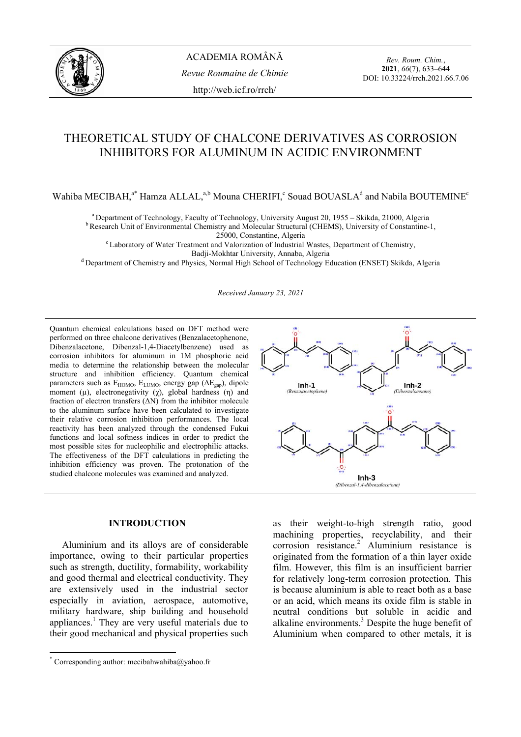# THEORETICAL STUDY OF CHALCONE DERIVATIVES AS CORROSION INHIBITORS FOR ALUMINUM IN ACIDIC ENVIRONMENT

Wahiba MECIBAH,[a*] Hamza ALLAL,[a,b] Mouna CHERIFI,[c] Souad BOUASLA[d] and Nabila BOUTEMINE[c]

[a] Department of Technology, Faculty of Technology, University August 20, 1955 – Skikda, 21000, Algeria
[b] Research Unit of Environmental Chemistry and Molecular Structural (CHEMS), University of Constantine-1, 25000, Constantine, Algeria
[c] Laboratory of Water Treatment and Valorization of Industrial Wastes, Department of Chemistry, Badji-Mokhtar University, Annaba, Algeria
[d] Department of Chemistry and Physics, Normal High School of Technology Education (ENSET) Skikda, Algeria

*Received January 23, 2021*

Quantum chemical calculations based on DFT method were performed on three chalcone derivatives (Benzalacetophenone, Dibenzalacetone, Dibenzal-1,4-Diacetylbenzene) used as corrosion inhibitors for aluminum in 1M phosphoric acid media to determine the relationship between the molecular structure and inhibition efficiency. Quantum chemical parameters such as $E_{HOMO}$, $E_{LUMO}$, energy gap ($\Delta E_{gap}$), dipole moment ($\mu$), electronegativity ($\chi$), global hardness ($\eta$) and fraction of electron transfers ($\Delta N$) from the inhibitor molecule to the aluminum surface have been calculated to investigate their relative corrosion inhibition performances. The local reactivity has been analyzed through the condensed Fukui functions and local softness indices in order to predict the most possible sites for nucleophilic and electrophilic attacks. The effectiveness of the DFT calculations in predicting the inhibition efficiency was proven. The protonation of the studied chalcone molecules was examined and analyzed.

Inh-1 (Benzalacetophene)

Inh-2 (Dibenzalacetone)

Inh-3 (Dibenzal-1,4-dibenzalacetone)

## INTRODUCTION

Aluminium and its alloys are of considerable importance, owing to their particular properties such as strength, ductility, formability, workability and good thermal and electrical conductivity. They are extensively used in the industrial sector especially in aviation, aerospace, automotive, military hardware, ship building and household appliances.[1] They are very useful materials due to their good mechanical and physical properties such as their weight-to-high strength ratio, good machining properties, recyclability, and their corrosion resistance.[2] Aluminium resistance is originated from the formation of a thin layer oxide film. However, this film is an insufficient barrier for relatively long-term corrosion protection. This is because aluminium is able to react both as a base or an acid, which means its oxide film is stable in neutral conditions but soluble in acidic and alkaline environments.[3] Despite the huge benefit of Aluminium when compared to other metals, it is

* Corresponding author: mecibahwahiba@yahoo.fr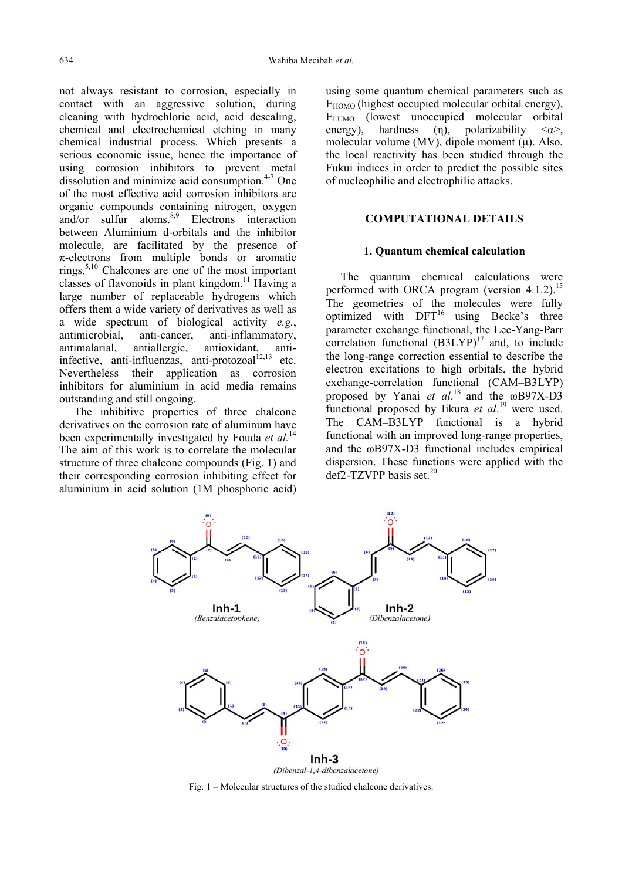not always resistant to corrosion, especially in contact with an aggressive solution, during cleaning with hydrochloric acid, acid descaling, chemical and electrochemical etching in many chemical industrial process. Which presents a serious economic issue, hence the importance of using corrosion inhibitors to prevent metal dissolution and minimize acid consumption.[4-7] One of the most effective acid corrosion inhibitors are organic compounds containing nitrogen, oxygen and/or sulfur atoms.[8,9] Electrons interaction between Aluminium d-orbitals and the inhibitor molecule, are facilitated by the presence of π-electrons from multiple bonds or aromatic rings.[5,10] Chalcones are one of the most important classes of flavonoids in plant kingdom.[11] Having a large number of replaceable hydrogens which offers them a wide variety of derivatives as well as a wide spectrum of biological activity *e.g.*, antimicrobial, anti-cancer, anti-inflammatory, antimalarial, antiallergic, antioxidant, anti-infective, anti-influenzas, anti-protozoal[12,13] etc. Nevertheless their application as corrosion inhibitors for aluminium in acid media remains outstanding and still ongoing.

The inhibitive properties of three chalcone derivatives on the corrosion rate of aluminum have been experimentally investigated by Fouda *et al.*[14] The aim of this work is to correlate the molecular structure of three chalcone compounds (Fig. 1) and their corresponding corrosion inhibiting effect for aluminium in acid solution (1M phosphoric acid) using some quantum chemical parameters such as $E_{HOMO}$ (highest occupied molecular orbital energy), $E_{LUMO}$ (lowest unoccupied molecular orbital energy), hardness (η), polarizability <α>, molecular volume (MV), dipole moment (μ). Also, the local reactivity has been studied through the Fukui indices in order to predict the possible sites of nucleophilic and electrophilic attacks.

## COMPUTATIONAL DETAILS

### 1. Quantum chemical calculation

The quantum chemical calculations were performed with ORCA program (version 4.1.2).[15] The geometries of the molecules were fully optimized with DFT[16] using Becke's three parameter exchange functional, the Lee-Yang-Parr correlation functional (B3LYP)[17] and, to include the long-range correction essential to describe the electron excitations to high orbitals, the hybrid exchange-correlation functional (CAM–B3LYP) proposed by Yanai *et al.*[18] and the ωB97X-D3 functional proposed by Iikura *et al.*[19] were used. The CAM–B3LYP functional is a hybrid functional with an improved long-range properties, and the ωB97X-D3 functional includes empirical dispersion. These functions were applied with the def2-TZVPP basis set.[20]

Fig. 1 – Molecular structures of the studied chalcone derivatives.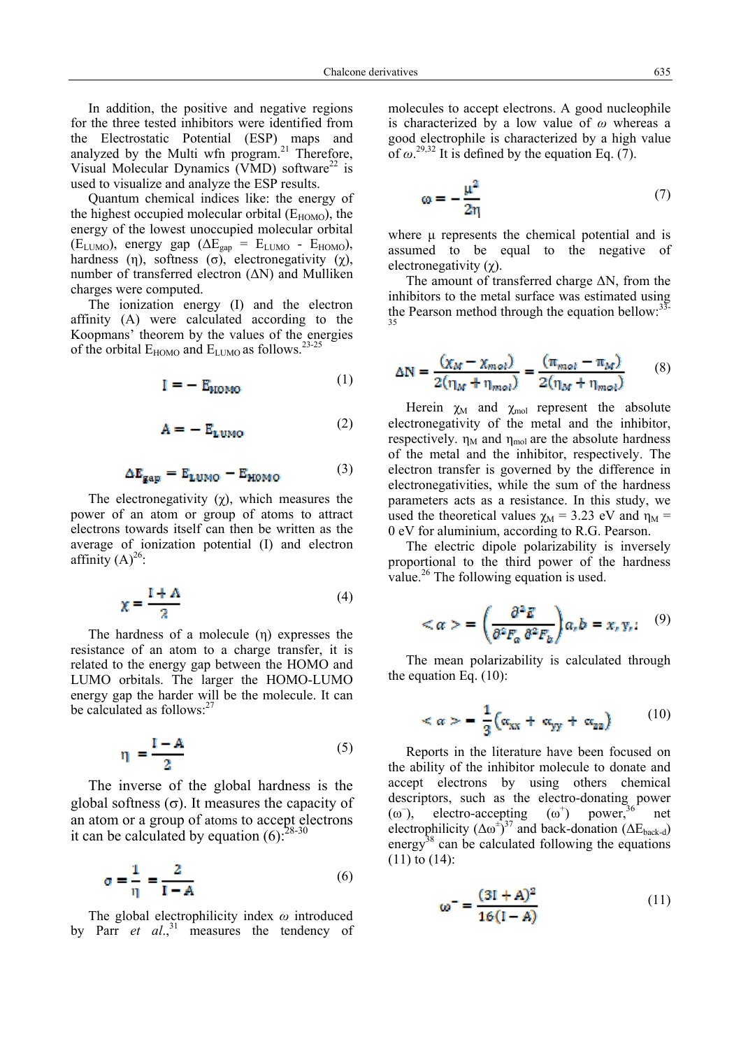In addition, the positive and negative regions for the three tested inhibitors were identified from the Electrostatic Potential (ESP) maps and analyzed by the Multi wfn program.[21] Therefore, Visual Molecular Dynamics (VMD) software[22] is used to visualize and analyze the ESP results.

Quantum chemical indices like: the energy of the highest occupied molecular orbital ($E_{HOMO}$), the energy of the lowest unoccupied molecular orbital ($E_{LUMO}$), energy gap ($\Delta E_{gap} = E_{LUMO} - E_{HOMO}$), hardness ($\eta$), softness ($\sigma$), electronegativity ($\chi$), number of transferred electron ($\Delta N$) and Mulliken charges were computed.

The ionization energy (I) and the electron affinity (A) were calculated according to the Koopmans' theorem by the values of the energies of the orbital $E_{HOMO}$ and $E_{LUMO}$ as follows.[23-25]

$$I = -E_{HOMO} \tag{1}$$

$$A = -E_{LUMO} \tag{2}$$

$$\Delta E_{gap} = E_{LUMO} - E_{HOMO} \tag{3}$$

The electronegativity ($\chi$), which measures the power of an atom or group of atoms to attract electrons towards itself can then be written as the average of ionization potential (I) and electron affinity (A)[26]:

$$\chi = \frac{I + A}{2} \tag{4}$$

The hardness of a molecule ($\eta$) expresses the resistance of an atom to a charge transfer, it is related to the energy gap between the HOMO and LUMO orbitals. The larger the HOMO-LUMO energy gap the harder will be the molecule. It can be calculated as follows:[27]

$$\eta = \frac{I - A}{2} \tag{5}$$

The inverse of the global hardness is the global softness ($\sigma$). It measures the capacity of an atom or a group of atoms to accept electrons it can be calculated by equation (6):[28-30]

$$\sigma = \frac{1}{\eta} = \frac{2}{I - A} \tag{6}$$

The global electrophilicity index $\omega$ introduced by Parr *et al.*,[31] measures the tendency of molecules to accept electrons. A good nucleophile is characterized by a low value of $\omega$ whereas a good electrophile is characterized by a high value of $\omega$.[29,32] It is defined by the equation Eq. (7).

$$\omega = -\frac{\mu^2}{2\eta} \tag{7}$$

where $\mu$ represents the chemical potential and is assumed to be equal to the negative of electronegativity ($\chi$).

The amount of transferred charge $\Delta N$, from the inhibitors to the metal surface was estimated using the Pearson method through the equation bellow:[33-35]

$$\Delta N = \frac{(\chi_M - \chi_{mol})}{2(\eta_M + \eta_{mol})} = \frac{(\pi_{mol} - \pi_M)}{2(\eta_M + \eta_{mol})} \tag{8}$$

Herein $\chi_M$ and $\chi_{mol}$ represent the absolute electronegativity of the metal and the inhibitor, respectively. $\eta_M$ and $\eta_{mol}$ are the absolute hardness of the metal and the inhibitor, respectively. The electron transfer is governed by the difference in electronegativities, while the sum of the hardness parameters acts as a resistance. In this study, we used the theoretical values $\chi_M = 3.23$ eV and $\eta_M = 0$ eV for aluminium, according to R.G. Pearson.

The electric dipole polarizability is inversely proportional to the third power of the hardness value.[26] The following equation is used.

$$<\alpha> = \left(\frac{\partial^2 E}{\partial^2 F_a\, \partial^2 F_b}\right) a, b = x, y, z \tag{9}$$

The mean polarizability is calculated through the equation Eq. (10):

$$<\alpha> = \frac{1}{3}\left(\alpha_{xx} + \alpha_{yy} + \alpha_{zz}\right) \tag{10}$$

Reports in the literature have been focused on the ability of the inhibitor molecule to donate and accept electrons by using others chemical descriptors, such as the electro-donating power ($\omega^-$), electro-accepting ($\omega^+$) power,[36] net electrophilicity ($\Delta\omega^{\pm}$)[37] and back-donation ($\Delta E_{back\text{-}d}$) energy[38] can be calculated following the equations (11) to (14):

$$\omega^- = \frac{(3I + A)^2}{16(I - A)} \tag{11}$$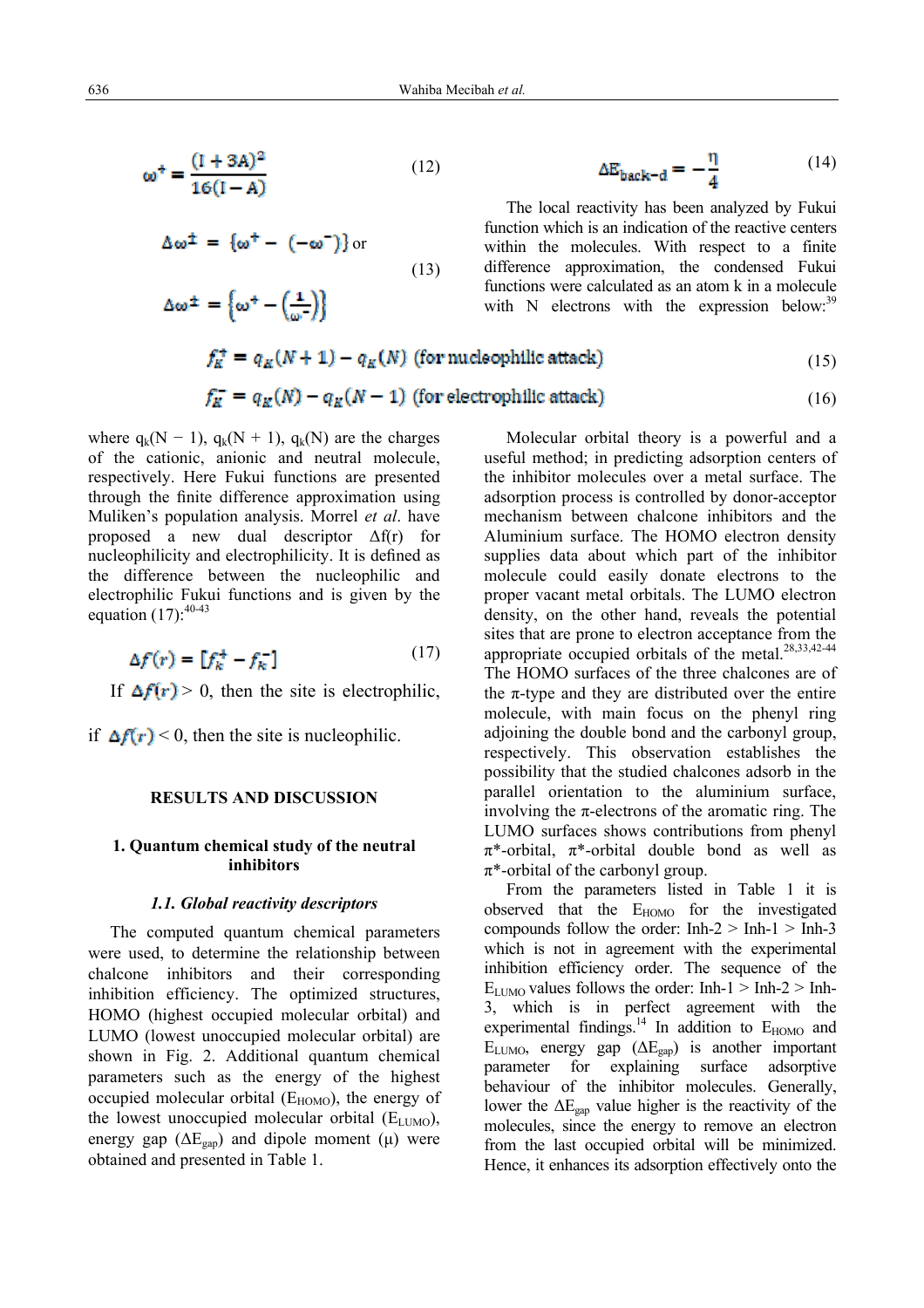$$\omega^{+} = \frac{(I + 3A)^2}{16(I - A)} \tag{12}$$

$$\Delta\omega^{\pm} = \{\omega^{+} - (-\omega^{-})\} \text{ or}$$

$$\Delta\omega^{\pm} = \left\{\omega^{+} - \left(\frac{1}{\omega^{-}}\right)\right\} \tag{13}$$

$$\Delta E_{back-d} = -\frac{\eta}{4} \tag{14}$$

The local reactivity has been analyzed by Fukui function which is an indication of the reactive centers within the molecules. With respect to a finite difference approximation, the condensed Fukui functions were calculated as an atom k in a molecule with N electrons with the expression below:[39]

$$f_K^{+} = q_K(N+1) - q_K(N) \text{ (for nucleophilic attack)} \tag{15}$$

$$f_K^{-} = q_K(N) - q_K(N-1) \text{ (for electrophilic attack)} \tag{16}$$

where $q_k(N - 1)$, $q_k(N + 1)$, $q_k(N)$ are the charges of the cationic, anionic and neutral molecule, respectively. Here Fukui functions are presented through the finite difference approximation using Muliken's population analysis. Morrel *et al*. have proposed a new dual descriptor $\Delta f(r)$ for nucleophilicity and electrophilicity. It is defined as the difference between the nucleophilic and electrophilic Fukui functions and is given by the equation (17):[40-43]

$$\Delta f(r) = [f_K^{+} - f_K^{-}] \tag{17}$$

If $\Delta f(r) > 0$, then the site is electrophilic,

if $\Delta f(r) < 0$, then the site is nucleophilic.

## RESULTS AND DISCUSSION

### 1. Quantum chemical study of the neutral inhibitors

#### *1.1. Global reactivity descriptors*

The computed quantum chemical parameters were used, to determine the relationship between chalcone inhibitors and their corresponding inhibition efficiency. The optimized structures, HOMO (highest occupied molecular orbital) and LUMO (lowest unoccupied molecular orbital) are shown in Fig. 2. Additional quantum chemical parameters such as the energy of the highest occupied molecular orbital ($E_{HOMO}$), the energy of the lowest unoccupied molecular orbital ($E_{LUMO}$), energy gap ($\Delta E_{gap}$) and dipole moment ($\mu$) were obtained and presented in Table 1.

Molecular orbital theory is a powerful and a useful method; in predicting adsorption centers of the inhibitor molecules over a metal surface. The adsorption process is controlled by donor-acceptor mechanism between chalcone inhibitors and the Aluminium surface. The HOMO electron density supplies data about which part of the inhibitor molecule could easily donate electrons to the proper vacant metal orbitals. The LUMO electron density, on the other hand, reveals the potential sites that are prone to electron acceptance from the appropriate occupied orbitals of the metal.[28,33,42-44] The HOMO surfaces of the three chalcones are of the π-type and they are distributed over the entire molecule, with main focus on the phenyl ring adjoining the double bond and the carbonyl group, respectively. This observation establishes the possibility that the studied chalcones adsorb in the parallel orientation to the aluminium surface, involving the π-electrons of the aromatic ring. The LUMO surfaces shows contributions from phenyl π*-orbital, π*-orbital double bond as well as π*-orbital of the carbonyl group.

From the parameters listed in Table 1 it is observed that the $E_{HOMO}$ for the investigated compounds follow the order: Inh-2 > Inh-1 > Inh-3 which is not in agreement with the experimental inhibition efficiency order. The sequence of the $E_{LUMO}$ values follows the order: Inh-1 > Inh-2 > Inh-3, which is in perfect agreement with the experimental findings.[14] In addition to $E_{HOMO}$ and $E_{LUMO}$, energy gap ($\Delta E_{gap}$) is another important parameter for explaining surface adsorptive behaviour of the inhibitor molecules. Generally, lower the $\Delta E_{gap}$ value higher is the reactivity of the molecules, since the energy to remove an electron from the last occupied orbital will be minimized. Hence, it enhances its adsorption effectively onto the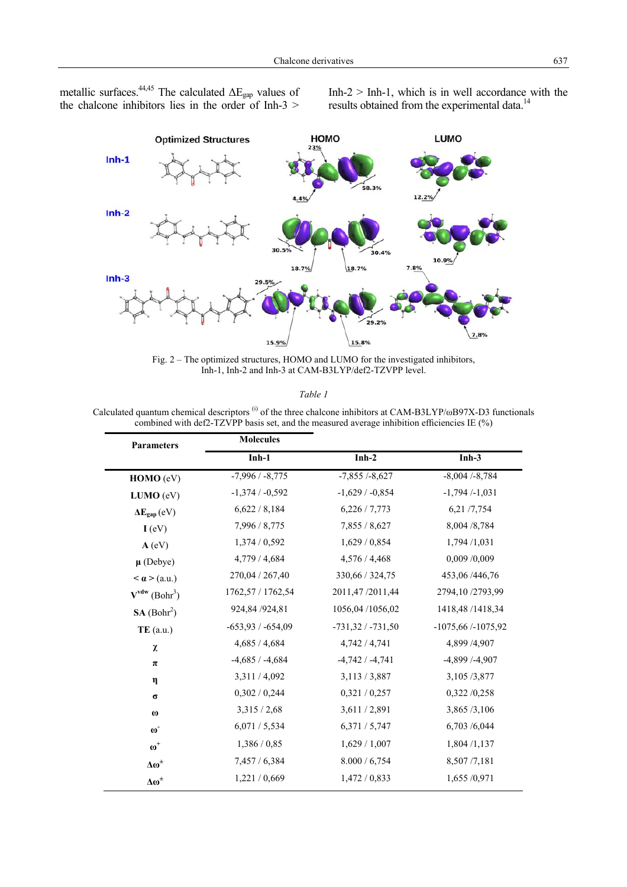metallic surfaces.[44,45] The calculated $\Delta E_{gap}$ values of the chalcone inhibitors lies in the order of Inh-3 > Inh-2 > Inh-1, which is in well accordance with the results obtained from the experimental data.[14]

Fig. 2 – The optimized structures, HOMO and LUMO for the investigated inhibitors, Inh-1, Inh-2 and Inh-3 at CAM-B3LYP/def2-TZVPP level.

*Table 1*

Calculated quantum chemical descriptors [(i)] of the three chalcone inhibitors at CAM-B3LYP/ωB97X-D3 functionals combined with def2-TZVPP basis set, and the measured average inhibition efficiencies IE (%)

| Parameters | Molecules | | |
|---|---|---|---|
| | Inh-1 | Inh-2 | Inh-3 |
| **HOMO** (eV) | -7,996 / -8,775 | -7,855 /-8,627 | -8,004 /-8,784 |
| **LUMO** (eV) | -1,374 / -0,592 | -1,629 / -0,854 | -1,794 /-1,031 |
| **$\Delta E_{gap}$** (eV) | 6,622 / 8,184 | 6,226 / 7,773 | 6,21 /7,754 |
| **I** (eV) | 7,996 / 8,775 | 7,855 / 8,627 | 8,004 /8,784 |
| **A** (eV) | 1,374 / 0,592 | 1,629 / 0,854 | 1,794 /1,031 |
| **μ** (Debye) | 4,779 / 4,684 | 4,576 / 4,468 | 0,009 /0,009 |
| **< α >** (a.u.) | 270,04 / 267,40 | 330,66 / 324,75 | 453,06 /446,76 |
| **$V^{vdw}$** ($Bohr^3$) | 1762,57 / 1762,54 | 2011,47 /2011,44 | 2794,10 /2793,99 |
| **SA** ($Bohr^2$) | 924,84 /924,81 | 1056,04 /1056,02 | 1418,48 /1418,34 |
| **TE** (a.u.) | -653,93 / -654,09 | -731,32 / -731,50 | -1075,66 /-1075,92 |
| **χ** | 4,685 / 4,684 | 4,742 / 4,741 | 4,899 /4,907 |
| **π** | -4,685 / -4,684 | -4,742 / -4,741 | -4,899 /-4,907 |
| **η** | 3,311 / 4,092 | 3,113 / 3,887 | 3,105 /3,877 |
| **σ** | 0,302 / 0,244 | 0,321 / 0,257 | 0,322 /0,258 |
| **ω** | 3,315 / 2,68 | 3,611 / 2,891 | 3,865 /3,106 |
| **$\omega^-$** | 6,071 / 5,534 | 6,371 / 5,747 | 6,703 /6,044 |
| **$\omega^+$** | 1,386 / 0,85 | 1,629 / 1,007 | 1,804 /1,137 |
| **$\Delta\omega^{\pm}$** | 7,457 / 6,384 | 8.000 / 6,754 | 8,507 /7,181 |
| **$\Delta\omega^{\pm}$** | 1,221 / 0,669 | 1,472 / 0,833 | 1,655 /0,971 |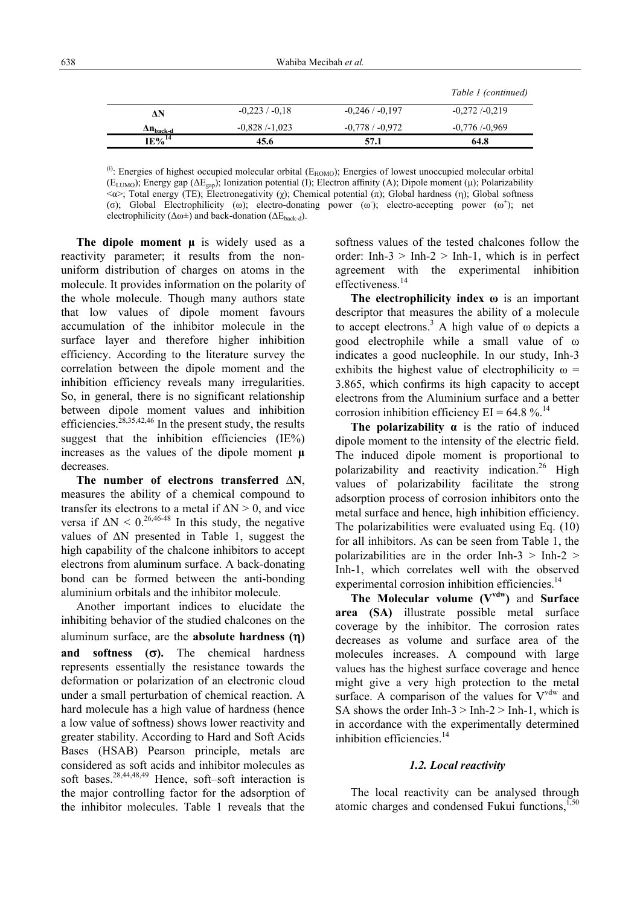*Table 1 (continued)*

| | | | |
|---|---|---|---|
| $\Delta N$ | -0,223 / -0,18 | -0,246 / -0,197 | -0,272 /-0,219 |
| $\Delta n_{back\text{-}d}$ | -0,828 /-1,023 | -0,778 / -0,972 | -0,776 /-0,969 |
| **IE%**[14] | **45.6** | **57.1** | **64.8** |

(i): Energies of highest occupied molecular orbital ($E_{HOMO}$); Energies of lowest unoccupied molecular orbital ($E_{LUMO}$); Energy gap ($\Delta E_{gap}$); Ionization potential (I); Electron affinity (A); Dipole moment (μ); Polarizability <α>; Total energy (TE); Electronegativity (χ); Chemical potential (π); Global hardness (η); Global softness (σ); Global Electrophilicity (ω); electro-donating power ($\omega^-$); electro-accepting power ($\omega^+$); net electrophilicity (Δω±) and back-donation ($\Delta E_{back\text{-}d}$).

**The dipole moment μ** is widely used as a reactivity parameter; it results from the non-uniform distribution of charges on atoms in the molecule. It provides information on the polarity of the whole molecule. Though many authors state that low values of dipole moment favours accumulation of the inhibitor molecule in the surface layer and therefore higher inhibition efficiency. According to the literature survey the correlation between the dipole moment and the inhibition efficiency reveals many irregularities. So, in general, there is no significant relationship between dipole moment values and inhibition efficiencies.[28,35,42,46] In the present study, the results suggest that the inhibition efficiencies (IE%) increases as the values of the dipole moment **μ** decreases.

**The number of electrons transferred ΔN**, measures the ability of a chemical compound to transfer its electrons to a metal if $\Delta N > 0$, and vice versa if $\Delta N < 0$.[26,46-48] In this study, the negative values of ΔN presented in Table 1, suggest the high capability of the chalcone inhibitors to accept electrons from aluminum surface. A back-donating bond can be formed between the anti-bonding aluminium orbitals and the inhibitor molecule.

Another important indices to elucidate the inhibiting behavior of the studied chalcones on the aluminum surface, are the **absolute hardness (η) and softness (σ).** The chemical hardness represents essentially the resistance towards the deformation or polarization of an electronic cloud under a small perturbation of chemical reaction. A hard molecule has a high value of hardness (hence a low value of softness) shows lower reactivity and greater stability. According to Hard and Soft Acids Bases (HSAB) Pearson principle, metals are considered as soft acids and inhibitor molecules as soft bases.[28,44,48,49] Hence, soft–soft interaction is the major controlling factor for the adsorption of the inhibitor molecules. Table 1 reveals that the softness values of the tested chalcones follow the order: Inh-3 > Inh-2 > Inh-1, which is in perfect agreement with the experimental inhibition effectiveness.[14]

**The electrophilicity index ω** is an important descriptor that measures the ability of a molecule to accept electrons.[3] A high value of ω depicts a good electrophile while a small value of ω indicates a good nucleophile. In our study, Inh-3 exhibits the highest value of electrophilicity ω = 3.865, which confirms its high capacity to accept electrons from the Aluminium surface and a better corrosion inhibition efficiency EI = 64.8 %.[14]

**The polarizability α** is the ratio of induced dipole moment to the intensity of the electric field. The induced dipole moment is proportional to polarizability and reactivity indication.[26] High values of polarizability facilitate the strong adsorption process of corrosion inhibitors onto the metal surface and hence, high inhibition efficiency. The polarizabilities were evaluated using Eq. (10) for all inhibitors. As can be seen from Table 1, the polarizabilities are in the order Inh-3 > Inh-2 > Inh-1, which correlates well with the observed experimental corrosion inhibition efficiencies.[14]

**The Molecular volume ($V^{vdw}$)** and **Surface area (SA)** illustrate possible metal surface coverage by the inhibitor. The corrosion rates decreases as volume and surface area of the molecules increases. A compound with large values has the highest surface coverage and hence might give a very high protection to the metal surface. A comparison of the values for $V^{vdw}$ and SA shows the order Inh-3 > Inh-2 > Inh-1, which is in accordance with the experimentally determined inhibition efficiencies.[14]

### *1.2. Local reactivity*

The local reactivity can be analysed through atomic charges and condensed Fukui functions,[1,50]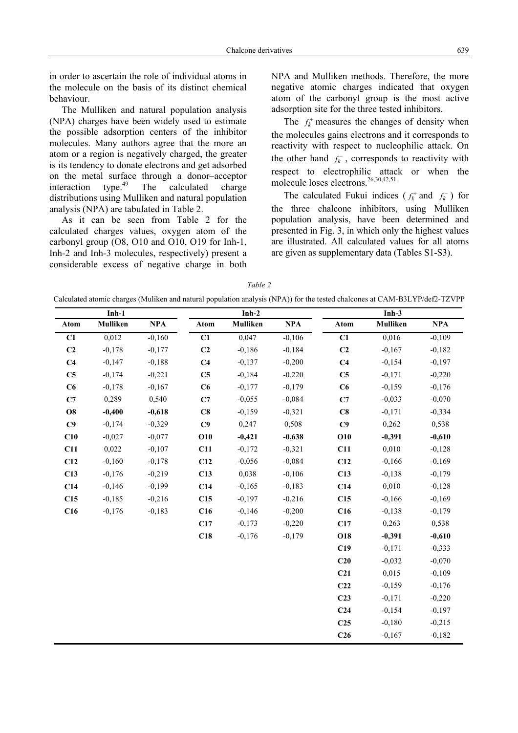in order to ascertain the role of individual atoms in the molecule on the basis of its distinct chemical behaviour.

The Mulliken and natural population analysis (NPA) charges have been widely used to estimate the possible adsorption centers of the inhibitor molecules. Many authors agree that the more an atom or a region is negatively charged, the greater is its tendency to donate electrons and get adsorbed on the metal surface through a donor–acceptor interaction type.[49] The calculated charge distributions using Mulliken and natural population analysis (NPA) are tabulated in Table 2.

As it can be seen from Table 2 for the calculated charges values, oxygen atom of the carbonyl group (O8, O10 and O10, O19 for Inh-1, Inh-2 and Inh-3 molecules, respectively) present a considerable excess of negative charge in both NPA and Mulliken methods. Therefore, the more negative atomic charges indicated that oxygen atom of the carbonyl group is the most active adsorption site for the three tested inhibitors.

The $f_k^+$ measures the changes of density when the molecules gains electrons and it corresponds to reactivity with respect to nucleophilic attack. On the other hand $f_k^-$, corresponds to reactivity with respect to electrophilic attack or when the molecule loses electrons.[26,30,42,51]

The calculated Fukui indices ($f_k^+$ and $f_k^-$) for the three chalcone inhibitors, using Mulliken population analysis, have been determined and presented in Fig. 3, in which only the highest values are illustrated. All calculated values for all atoms are given as supplementary data (Tables S1-S3).

*Table 2*

Calculated atomic charges (Muliken and natural population analysis (NPA)) for the tested chalcones at CAM-B3LYP/def2-TZVPP

| Inh-1 | | | Inh-2 | | | Inh-3 | | |
|---|---|---|---|---|---|---|---|---|
| **Atom** | **Mulliken** | **NPA** | **Atom** | **Mulliken** | **NPA** | **Atom** | **Mulliken** | **NPA** |
| **C1** | 0,012 | -0,160 | **C1** | 0,047 | -0,106 | **C1** | 0,016 | -0,109 |
| **C2** | -0,178 | -0,177 | **C2** | -0,186 | -0,184 | **C2** | -0,167 | -0,182 |
| **C4** | -0,147 | -0,188 | **C4** | -0,137 | -0,200 | **C4** | -0,154 | -0,197 |
| **C5** | -0,174 | -0,221 | **C5** | -0,184 | -0,220 | **C5** | -0,171 | -0,220 |
| **C6** | -0,178 | -0,167 | **C6** | -0,177 | -0,179 | **C6** | -0,159 | -0,176 |
| **C7** | 0,289 | 0,540 | **C7** | -0,055 | -0,084 | **C7** | -0,033 | -0,070 |
| **O8** | **-0,400** | **-0,618** | **C8** | -0,159 | -0,321 | **C8** | -0,171 | -0,334 |
| **C9** | -0,174 | -0,329 | **C9** | 0,247 | 0,508 | **C9** | 0,262 | 0,538 |
| **C10** | -0,027 | -0,077 | **O10** | **-0,421** | **-0,638** | **O10** | **-0,391** | **-0,610** |
| **C11** | 0,022 | -0,107 | **C11** | -0,172 | -0,321 | **C11** | 0,010 | -0,128 |
| **C12** | -0,160 | -0,178 | **C12** | -0,056 | -0,084 | **C12** | -0,166 | -0,169 |
| **C13** | -0,176 | -0,219 | **C13** | 0,038 | -0,106 | **C13** | -0,138 | -0,179 |
| **C14** | -0,146 | -0,199 | **C14** | -0,165 | -0,183 | **C14** | 0,010 | -0,128 |
| **C15** | -0,185 | -0,216 | **C15** | -0,197 | -0,216 | **C15** | -0,166 | -0,169 |
| **C16** | -0,176 | -0,183 | **C16** | -0,146 | -0,200 | **C16** | -0,138 | -0,179 |
| | | | **C17** | -0,173 | -0,220 | **C17** | 0,263 | 0,538 |
| | | | **C18** | -0,176 | -0,179 | **O18** | **-0,391** | **-0,610** |
| | | | | | | **C19** | -0,171 | -0,333 |
| | | | | | | **C20** | -0,032 | -0,070 |
| | | | | | | **C21** | 0,015 | -0,109 |
| | | | | | | **C22** | -0,159 | -0,176 |
| | | | | | | **C23** | -0,171 | -0,220 |
| | | | | | | **C24** | -0,154 | -0,197 |
| | | | | | | **C25** | -0,180 | -0,215 |
| | | | | | | **C26** | -0,167 | -0,182 |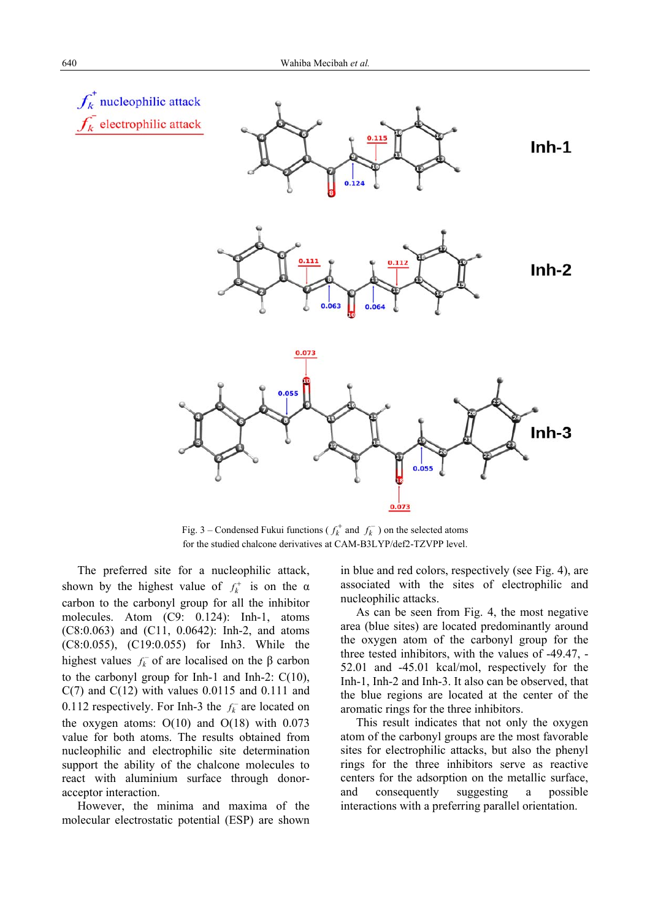Fig. 3 – Condensed Fukui functions ( $f_k^+$ and $f_k^-$ ) on the selected atoms for the studied chalcone derivatives at CAM-B3LYP/def2-TZVPP level.

The preferred site for a nucleophilic attack, shown by the highest value of $f_k^+$ is on the α carbon to the carbonyl group for all the inhibitor molecules. Atom (C9: 0.124): Inh-1, atoms (C8:0.063) and (C11, 0.0642): Inh-2, and atoms (C8:0.055), (C19:0.055) for Inh3. While the highest values $f_k^-$ of are localised on the β carbon to the carbonyl group for Inh-1 and Inh-2: C(10), C(7) and C(12) with values 0.0115 and 0.111 and 0.112 respectively. For Inh-3 the $f_k^-$ are located on the oxygen atoms: O(10) and O(18) with 0.073 value for both atoms. The results obtained from nucleophilic and electrophilic site determination support the ability of the chalcone molecules to react with aluminium surface through donor-acceptor interaction.

However, the minima and maxima of the molecular electrostatic potential (ESP) are shown in blue and red colors, respectively (see Fig. 4), are associated with the sites of electrophilic and nucleophilic attacks.

As can be seen from Fig. 4, the most negative area (blue sites) are located predominantly around the oxygen atom of the carbonyl group for the three tested inhibitors, with the values of -49.47, -52.01 and -45.01 kcal/mol, respectively for the Inh-1, Inh-2 and Inh-3. It also can be observed, that the blue regions are located at the center of the aromatic rings for the three inhibitors.

This result indicates that not only the oxygen atom of the carbonyl groups are the most favorable sites for electrophilic attacks, but also the phenyl rings for the three inhibitors serve as reactive centers for the adsorption on the metallic surface, and consequently suggesting a possible interactions with a preferring parallel orientation.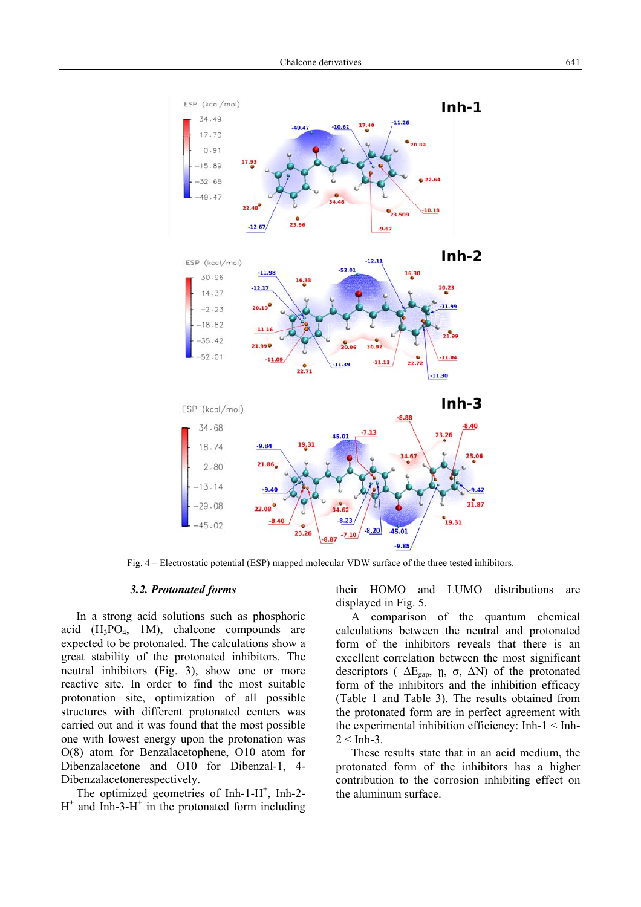Fig. 4 – Electrostatic potential (ESP) mapped molecular VDW surface of the three tested inhibitors.

### *3.2. Protonated forms*

In a strong acid solutions such as phosphoric acid ($H_3PO_4$, 1M), chalcone compounds are expected to be protonated. The calculations show a great stability of the protonated inhibitors. The neutral inhibitors (Fig. 3), show one or more reactive site. In order to find the most suitable protonation site, optimization of all possible structures with different protonated centers was carried out and it was found that the most possible one with lowest energy upon the protonation was O(8) atom for Benzalacetophene, O10 atom for Dibenzalacetone and O10 for Dibenzal-1, 4-Dibenzalacetonerespectively.

The optimized geometries of Inh-1-$H^+$, Inh-2-$H^+$ and Inh-3-$H^+$ in the protonated form including their HOMO and LUMO distributions are displayed in Fig. 5.

A comparison of the quantum chemical calculations between the neutral and protonated form of the inhibitors reveals that there is an excellent correlation between the most significant descriptors ( $\Delta E_{gap}$, $\eta$, $\sigma$, $\Delta N$) of the protonated form of the inhibitors and the inhibition efficacy (Table 1 and Table 3). The results obtained from the protonated form are in perfect agreement with the experimental inhibition efficiency: Inh-1 < Inh-2 < Inh-3.

These results state that in an acid medium, the protonated form of the inhibitors has a higher contribution to the corrosion inhibiting effect on the aluminum surface.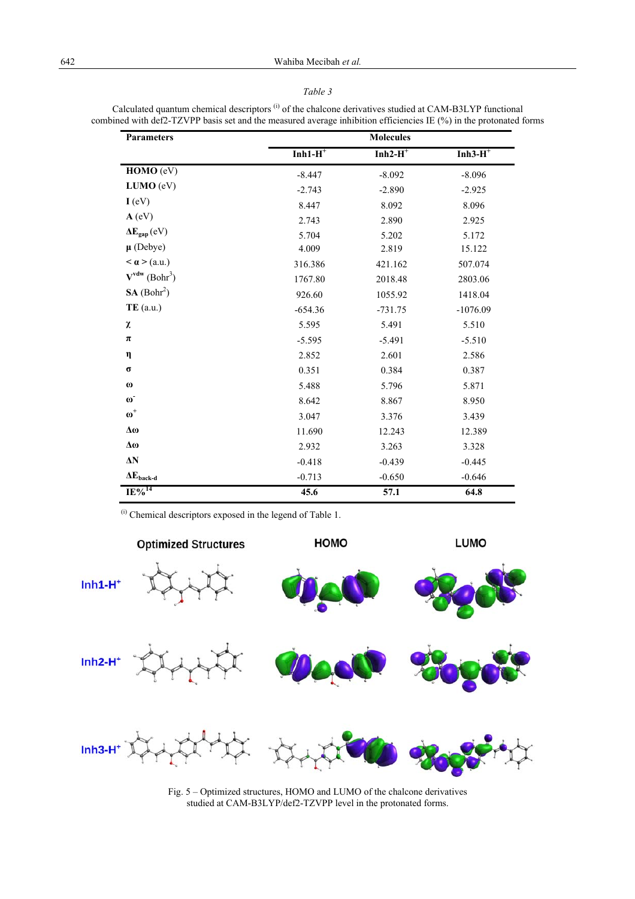*Table 3*

Calculated quantum chemical descriptors [(i)] of the chalcone derivatives studied at CAM-B3LYP functional combined with def2-TZVPP basis set and the measured average inhibition efficiencies IE (%) in the protonated forms

| Parameters | Molecules | | |
|---|---|---|---|
| | **Inh1-H$^+$** | **Inh2-H$^+$** | **Inh3-H$^+$** |
| **HOMO** (eV) | -8.447 | -8.092 | -8.096 |
| **LUMO** (eV) | -2.743 | -2.890 | -2.925 |
| **I** (eV) | 8.447 | 8.092 | 8.096 |
| **A** (eV) | 2.743 | 2.890 | 2.925 |
| **$\Delta E_{gap}$** (eV) | 5.704 | 5.202 | 5.172 |
| **μ** (Debye) | 4.009 | 2.819 | 15.122 |
| **$<\alpha>$** (a.u.) | 316.386 | 421.162 | 507.074 |
| **$V^{vdw}$** (Bohr$^3$) | 1767.80 | 2018.48 | 2803.06 |
| **SA** (Bohr$^2$) | 926.60 | 1055.92 | 1418.04 |
| **TE** (a.u.) | -654.36 | -731.75 | -1076.09 |
| **χ** | 5.595 | 5.491 | 5.510 |
| **π** | -5.595 | -5.491 | -5.510 |
| **η** | 2.852 | 2.601 | 2.586 |
| **σ** | 0.351 | 0.384 | 0.387 |
| **ω** | 5.488 | 5.796 | 5.871 |
| **$\omega^-$** | 8.642 | 8.867 | 8.950 |
| **$\omega^+$** | 3.047 | 3.376 | 3.439 |
| **Δω** | 11.690 | 12.243 | 12.389 |
| **Δω** | 2.932 | 3.263 | 3.328 |
| **ΔN** | -0.418 | -0.439 | -0.445 |
| **$\Delta E_{back\text{-}d}$** | -0.713 | -0.650 | -0.646 |
| **IE%**[14] | **45.6** | **57.1** | **64.8** |

[(i)] Chemical descriptors exposed in the legend of Table 1.

Fig. 5 – Optimized structures, HOMO and LUMO of the chalcone derivatives studied at CAM-B3LYP/def2-TZVPP level in the protonated forms.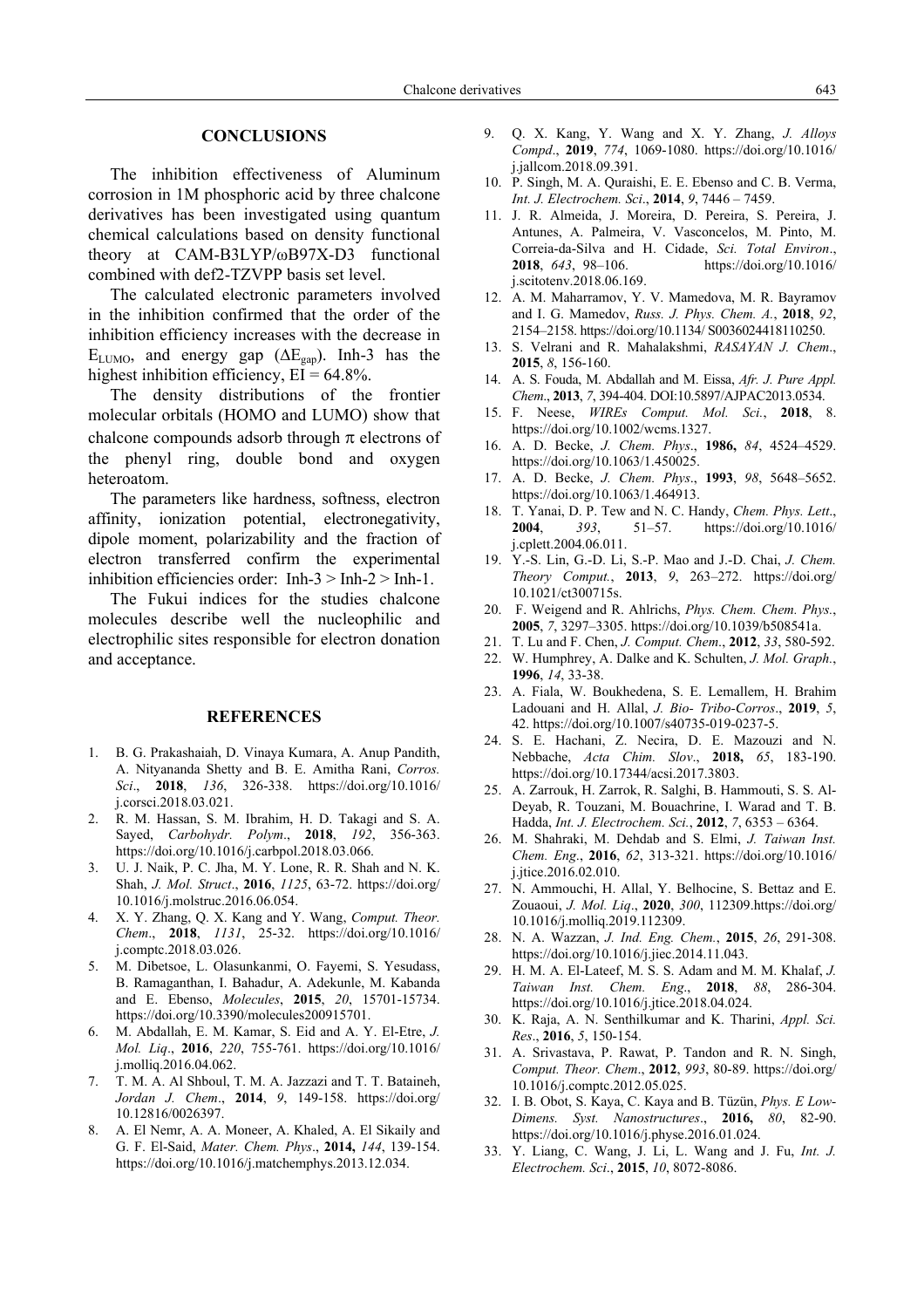## CONCLUSIONS

The inhibition effectiveness of Aluminum corrosion in 1M phosphoric acid by three chalcone derivatives has been investigated using quantum chemical calculations based on density functional theory at CAM-B3LYP/ωB97X-D3 functional combined with def2-TZVPP basis set level.

The calculated electronic parameters involved in the inhibition confirmed that the order of the inhibition efficiency increases with the decrease in $E_{LUMO}$, and energy gap ($\Delta E_{gap}$). Inh-3 has the highest inhibition efficiency, EI = 64.8%.

The density distributions of the frontier molecular orbitals (HOMO and LUMO) show that chalcone compounds adsorb through $\pi$ electrons of the phenyl ring, double bond and oxygen heteroatom.

The parameters like hardness, softness, electron affinity, ionization potential, electronegativity, dipole moment, polarizability and the fraction of electron transferred confirm the experimental inhibition efficiencies order: Inh-3 > Inh-2 > Inh-1.

The Fukui indices for the studies chalcone molecules describe well the nucleophilic and electrophilic sites responsible for electron donation and acceptance.

## REFERENCES

1. B. G. Prakashaiah, D. Vinaya Kumara, A. Anup Pandith, A. Nityananda Shetty and B. E. Amitha Rani, *Corros. Sci*., **2018**, *136*, 326-338. https://doi.org/10.1016/j.corsci.2018.03.021.
2. R. M. Hassan, S. M. Ibrahim, H. D. Takagi and S. A. Sayed, *Carbohydr. Polym*., **2018**, *192*, 356-363. https://doi.org/10.1016/j.carbpol.2018.03.066.
3. U. J. Naik, P. C. Jha, M. Y. Lone, R. R. Shah and N. K. Shah, *J. Mol. Struct*., **2016**, *1125*, 63-72. https://doi.org/10.1016/j.molstruc.2016.06.054.
4. X. Y. Zhang, Q. X. Kang and Y. Wang, *Comput. Theor. Chem*., **2018**, *1131*, 25-32. https://doi.org/10.1016/j.comptc.2018.03.026.
5. M. Dibetsoe, L. Olasunkanmi, O. Fayemi, S. Yesudass, B. Ramaganthan, I. Bahadur, A. Adekunle, M. Kabanda and E. Ebenso, *Molecules*, **2015**, *20*, 15701-15734. https://doi.org/10.3390/molecules200915701.
6. M. Abdallah, E. M. Kamar, S. Eid and A. Y. El-Etre, *J. Mol. Liq*., **2016**, *220*, 755-761. https://doi.org/10.1016/j.molliq.2016.04.062.
7. T. M. A. Al Shboul, T. M. A. Jazzazi and T. T. Bataineh, *Jordan J. Chem*., **2014**, *9*, 149-158. https://doi.org/10.12816/0026397.
8. A. El Nemr, A. A. Moneer, A. Khaled, A. El Sikaily and G. F. El-Said, *Mater. Chem. Phys*., **2014,** *144*, 139-154. https://doi.org/10.1016/j.matchemphys.2013.12.034.
9. Q. X. Kang, Y. Wang and X. Y. Zhang, *J. Alloys Compd*., **2019**, *774*, 1069-1080. https://doi.org/10.1016/j.jallcom.2018.09.391.
10. P. Singh, M. A. Quraishi, E. E. Ebenso and C. B. Verma, *Int. J. Electrochem. Sci*., **2014**, *9*, 7446 – 7459.
11. J. R. Almeida, J. Moreira, D. Pereira, S. Pereira, J. Antunes, A. Palmeira, V. Vasconcelos, M. Pinto, M. Correia-da-Silva and H. Cidade, *Sci. Total Environ*., **2018**, *643*, 98–106. https://doi.org/10.1016/j.scitotenv.2018.06.169.
12. A. M. Maharramov, Y. V. Mamedova, M. R. Bayramov and I. G. Mamedov, *Russ. J. Phys. Chem. A.*, **2018**, *92*, 2154–2158. https://doi.org/10.1134/ S0036024418110250.
13. S. Velrani and R. Mahalakshmi, *RASAYAN J. Chem*., **2015**, *8*, 156-160.
14. A. S. Fouda, M. Abdallah and M. Eissa, *Afr. J. Pure Appl. Chem*., **2013**, *7*, 394-404. DOI:10.5897/AJPAC2013.0534.
15. F. Neese, *WIREs Comput. Mol. Sci.*, **2018**, 8. https://doi.org/10.1002/wcms.1327.
16. A. D. Becke, *J. Chem. Phys*., **1986,** *84*, 4524–4529. https://doi.org/10.1063/1.450025.
17. A. D. Becke, *J. Chem. Phys*., **1993**, *98*, 5648–5652. https://doi.org/10.1063/1.464913.
18. T. Yanai, D. P. Tew and N. C. Handy, *Chem. Phys. Lett*., **2004**, *393*, 51–57. https://doi.org/10.1016/j.cplett.2004.06.011.
19. Y.-S. Lin, G.-D. Li, S.-P. Mao and J.-D. Chai, *J. Chem. Theory Comput.*, **2013**, *9*, 263–272. https://doi.org/10.1021/ct300715s.
20. F. Weigend and R. Ahlrichs, *Phys. Chem. Chem. Phys.*, **2005**, *7*, 3297–3305. https://doi.org/10.1039/b508541a.
21. T. Lu and F. Chen, *J. Comput. Chem*., **2012**, *33*, 580-592.
22. W. Humphrey, A. Dalke and K. Schulten, *J. Mol. Graph*., **1996**, *14*, 33-38.
23. A. Fiala, W. Boukhedena, S. E. Lemallem, H. Brahim Ladouani and H. Allal, *J. Bio- Tribo-Corros*., **2019**, *5*, 42. https://doi.org/10.1007/s40735-019-0237-5.
24. S. E. Hachani, Z. Necira, D. E. Mazouzi and N. Nebbache, *Acta Chim. Slov*., **2018,** *65*, 183-190. https://doi.org/10.17344/acsi.2017.3803.
25. A. Zarrouk, H. Zarrok, R. Salghi, B. Hammouti, S. S. Al-Deyab, R. Touzani, M. Bouachrine, I. Warad and T. B. Hadda, *Int. J. Electrochem. Sci.*, **2012**, *7*, 6353 – 6364.
26. M. Shahraki, M. Dehdab and S. Elmi, *J. Taiwan Inst. Chem. Eng*., **2016**, *62*, 313-321. https://doi.org/10.1016/j.jtice.2016.02.010.
27. N. Ammouchi, H. Allal, Y. Belhocine, S. Bettaz and E. Zouaoui, *J. Mol. Liq*., **2020**, *300*, 112309.https://doi.org/10.1016/j.molliq.2019.112309.
28. N. A. Wazzan, *J. Ind. Eng. Chem.*, **2015**, *26*, 291-308. https://doi.org/10.1016/j.jiec.2014.11.043.
29. H. M. A. El-Lateef, M. S. S. Adam and M. M. Khalaf, *J. Taiwan Inst. Chem. Eng*., **2018**, *88*, 286-304. https://doi.org/10.1016/j.jtice.2018.04.024.
30. K. Raja, A. N. Senthilkumar and K. Tharini, *Appl. Sci. Res*., **2016**, *5*, 150-154.
31. A. Srivastava, P. Rawat, P. Tandon and R. N. Singh, *Comput. Theor. Chem*., **2012**, *993*, 80-89. https://doi.org/10.1016/j.comptc.2012.05.025.
32. I. B. Obot, S. Kaya, C. Kaya and B. Tüzün, *Phys. E Low-Dimens. Syst. Nanostructures*., **2016,** *80*, 82-90. https://doi.org/10.1016/j.physe.2016.01.024.
33. Y. Liang, C. Wang, J. Li, L. Wang and J. Fu, *Int. J. Electrochem. Sci*., **2015**, *10*, 8072-8086.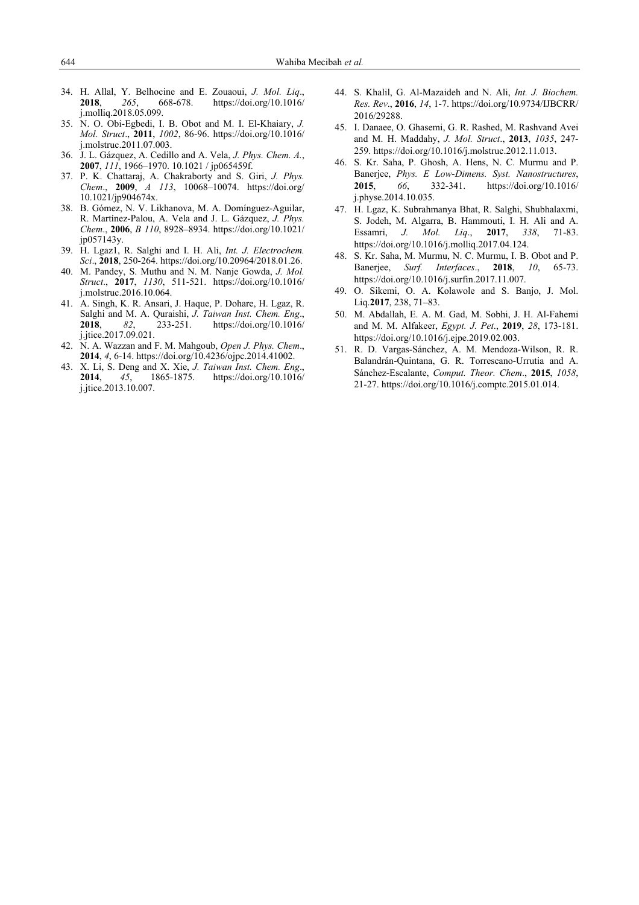34. H. Allal, Y. Belhocine and E. Zouaoui, *J. Mol. Liq*., **2018**, *265*, 668-678. https://doi.org/10.1016/j.molliq.2018.05.099.
35. N. O. Obi-Egbedi, I. B. Obot and M. I. El-Khaiary, *J. Mol. Struct*., **2011**, *1002*, 86-96. https://doi.org/10.1016/j.molstruc.2011.07.003.
36. J. L. Gázquez, A. Cedillo and A. Vela, *J. Phys. Chem. A*., **2007**, *111*, 1966–1970. 10.1021 / jp065459f.
37. P. K. Chattaraj, A. Chakraborty and S. Giri, *J. Phys. Chem*., **2009**, *A 113*, 10068–10074. https://doi.org/10.1021/jp904674x.
38. B. Gómez, N. V. Likhanova, M. A. Domínguez-Aguilar, R. Martínez-Palou, A. Vela and J. L. Gázquez, *J. Phys. Chem*., **2006**, *B 110*, 8928–8934. https://doi.org/10.1021/jp057143y.
39. H. Lgaz1, R. Salghi and I. H. Ali, *Int. J. Electrochem. Sci*., **2018**, 250-264. https://doi.org/10.20964/2018.01.26.
40. M. Pandey, S. Muthu and N. M. Nanje Gowda, *J. Mol. Struct*., **2017**, *1130*, 511-521. https://doi.org/10.1016/j.molstruc.2016.10.064.
41. A. Singh, K. R. Ansari, J. Haque, P. Dohare, H. Lgaz, R. Salghi and M. A. Quraishi, *J. Taiwan Inst. Chem. Eng*., **2018**, *82*, 233-251. https://doi.org/10.1016/j.jtice.2017.09.021.
42. N. A. Wazzan and F. M. Mahgoub, *Open J. Phys. Chem*., **2014**, *4*, 6-14. https://doi.org/10.4236/ojpc.2014.41002.
43. X. Li, S. Deng and X. Xie, *J. Taiwan Inst. Chem. Eng*., **2014**, *45*, 1865-1875. https://doi.org/10.1016/j.jtice.2013.10.007.
44. S. Khalil, G. Al-Mazaideh and N. Ali, *Int. J. Biochem. Res. Rev*., **2016**, *14*, 1-7. https://doi.org/10.9734/IJBCRR/2016/29288.
45. I. Danaee, O. Ghasemi, G. R. Rashed, M. Rashvand Avei and M. H. Maddahy, *J. Mol. Struct*., **2013**, *1035*, 247-259. https://doi.org/10.1016/j.molstruc.2012.11.013.
46. S. Kr. Saha, P. Ghosh, A. Hens, N. C. Murmu and P. Banerjee, *Phys. E Low-Dimens. Syst. Nanostructures*, **2015**, *66*, 332-341. https://doi.org/10.1016/j.physe.2014.10.035.
47. H. Lgaz, K. Subrahmanya Bhat, R. Salghi, Shubhalaxmi, S. Jodeh, M. Algarra, B. Hammouti, I. H. Ali and A. Essamri, *J. Mol. Liq*., **2017**, *338*, 71-83. https://doi.org/10.1016/j.molliq.2017.04.124.
48. S. Kr. Saha, M. Murmu, N. C. Murmu, I. B. Obot and P. Banerjee, *Surf. Interfaces*., **2018**, *10*, 65-73. https://doi.org/10.1016/j.surfin.2017.11.007.
49. O. Sikemi, O. A. Kolawole and S. Banjo, J. Mol. Liq.**2017**, 238, 71–83.
50. M. Abdallah, E. A. M. Gad, M. Sobhi, J. H. Al-Fahemi and M. M. Alfakeer, *Egypt. J. Pet*., **2019**, *28*, 173-181. https://doi.org/10.1016/j.ejpe.2019.02.003.
51. R. D. Vargas-Sánchez, A. M. Mendoza-Wilson, R. R. Balandrán-Quintana, G. R. Torrescano-Urrutia and A. Sánchez-Escalante, *Comput. Theor. Chem*., **2015**, *1058*, 21-27. https://doi.org/10.1016/j.comptc.2015.01.014.